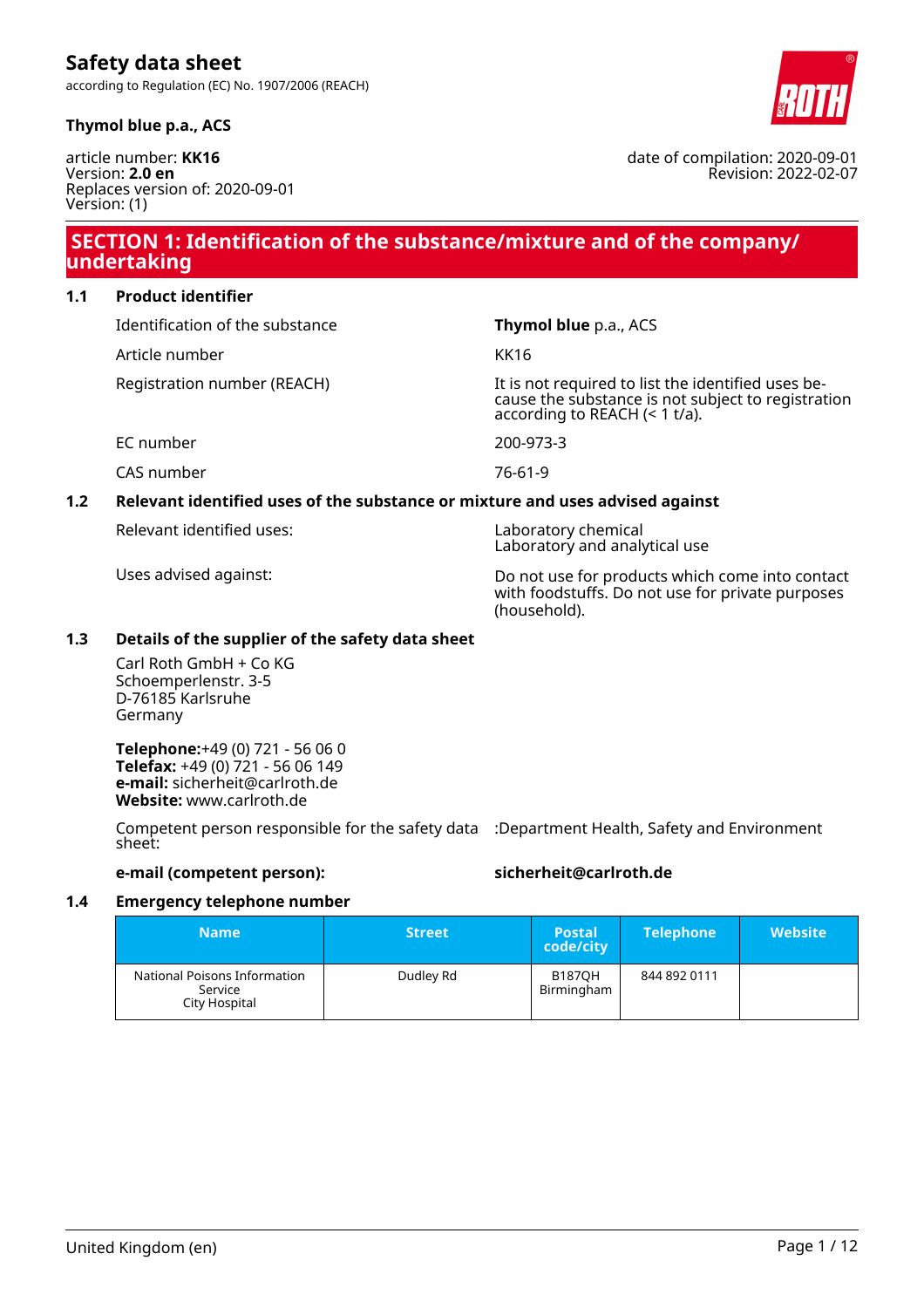# Safety data sheet

according to Regulation (EC) No. 1907/2006 (REACH)

**Thymol blue p.a., ACS**

article number: **KK16**
Version: **2.0 en**
Replaces version of: 2020-09-01
Version: (1)

date of compilation: 2020-09-01
Revision: 2022-02-07

## SECTION 1: Identification of the substance/mixture and of the company/undertaking

### 1.1 Product identifier

| | |
|---|---|
| Identification of the substance | **Thymol blue** p.a., ACS |
| Article number | KK16 |
| Registration number (REACH) | It is not required to list the identified uses because the substance is not subject to registration according to REACH (< 1 t/a). |
| EC number | 200-973-3 |
| CAS number | 76-61-9 |

### 1.2 Relevant identified uses of the substance or mixture and uses advised against

| | |
|---|---|
| Relevant identified uses: | Laboratory chemical<br>Laboratory and analytical use |
| Uses advised against: | Do not use for products which come into contact with foodstuffs. Do not use for private purposes (household). |

### 1.3 Details of the supplier of the safety data sheet

Carl Roth GmbH + Co KG
Schoemperlenstr. 3-5
D-76185 Karlsruhe
Germany

**Telephone:**+49 (0) 721 - 56 06 0
**Telefax:** +49 (0) 721 - 56 06 149
**e-mail:** sicherheit@carlroth.de
**Website:** www.carlroth.de

Competent person responsible for the safety data sheet: :Department Health, Safety and Environment

**e-mail (competent person):** **sicherheit@carlroth.de**

### 1.4 Emergency telephone number

| Name | Street | Postal code/city | Telephone | Website |
|---|---|---|---|---|
| National Poisons Information Service City Hospital | Dudley Rd | B187QH Birmingham | 844 892 0111 | |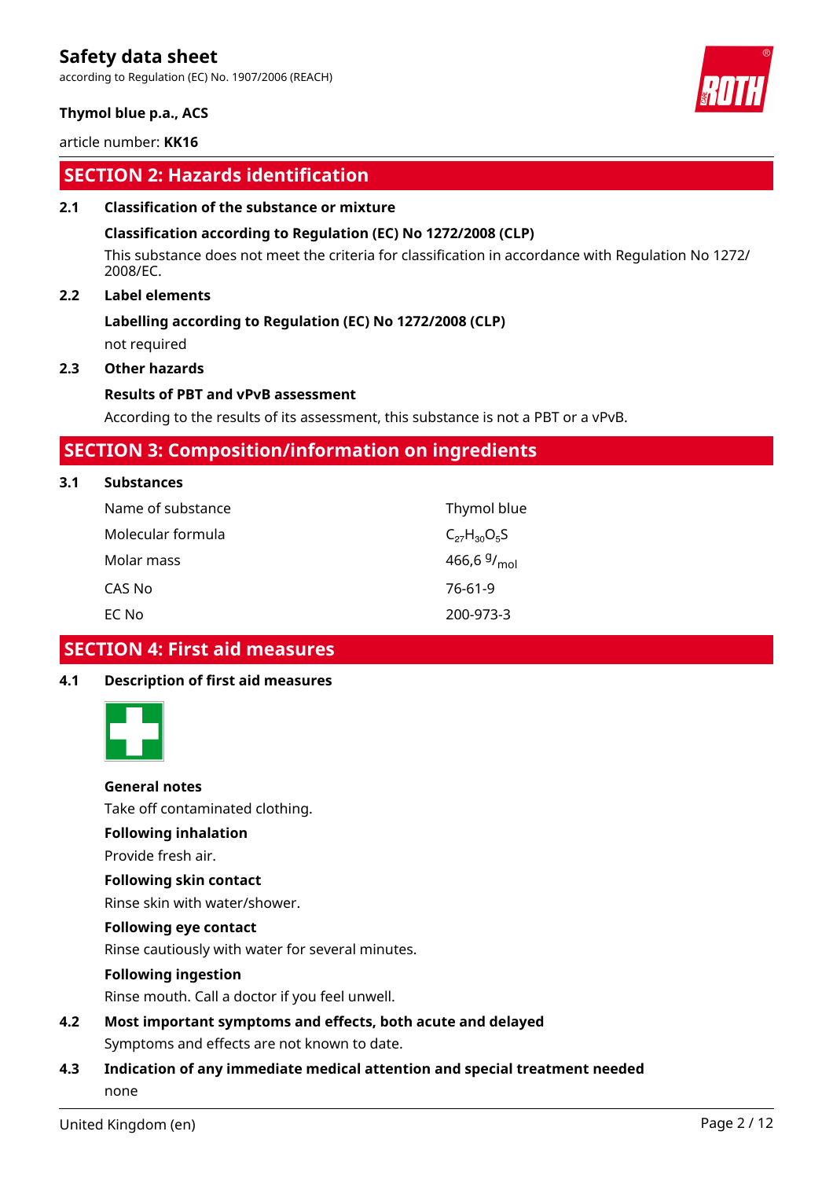## SECTION 2: Hazards identification

### 2.1 Classification of the substance or mixture

**Classification according to Regulation (EC) No 1272/2008 (CLP)**

This substance does not meet the criteria for classification in accordance with Regulation No 1272/2008/EC.

### 2.2 Label elements

**Labelling according to Regulation (EC) No 1272/2008 (CLP)**

not required

### 2.3 Other hazards

**Results of PBT and vPvB assessment**

According to the results of its assessment, this substance is not a PBT or a vPvB.

## SECTION 3: Composition/information on ingredients

### 3.1 Substances

| | |
|---|---|
| Name of substance | Thymol blue |
| Molecular formula | $C_{27}H_{30}O_5S$ |
| Molar mass | 466,6 $^{g}/_{mol}$ |
| CAS No | 76-61-9 |
| EC No | 200-973-3 |

## SECTION 4: First aid measures

### 4.1 Description of first aid measures

**General notes**

Take off contaminated clothing.

**Following inhalation**

Provide fresh air.

**Following skin contact**

Rinse skin with water/shower.

**Following eye contact**

Rinse cautiously with water for several minutes.

**Following ingestion**

Rinse mouth. Call a doctor if you feel unwell.

### 4.2 Most important symptoms and effects, both acute and delayed

Symptoms and effects are not known to date.

### 4.3 Indication of any immediate medical attention and special treatment needed

none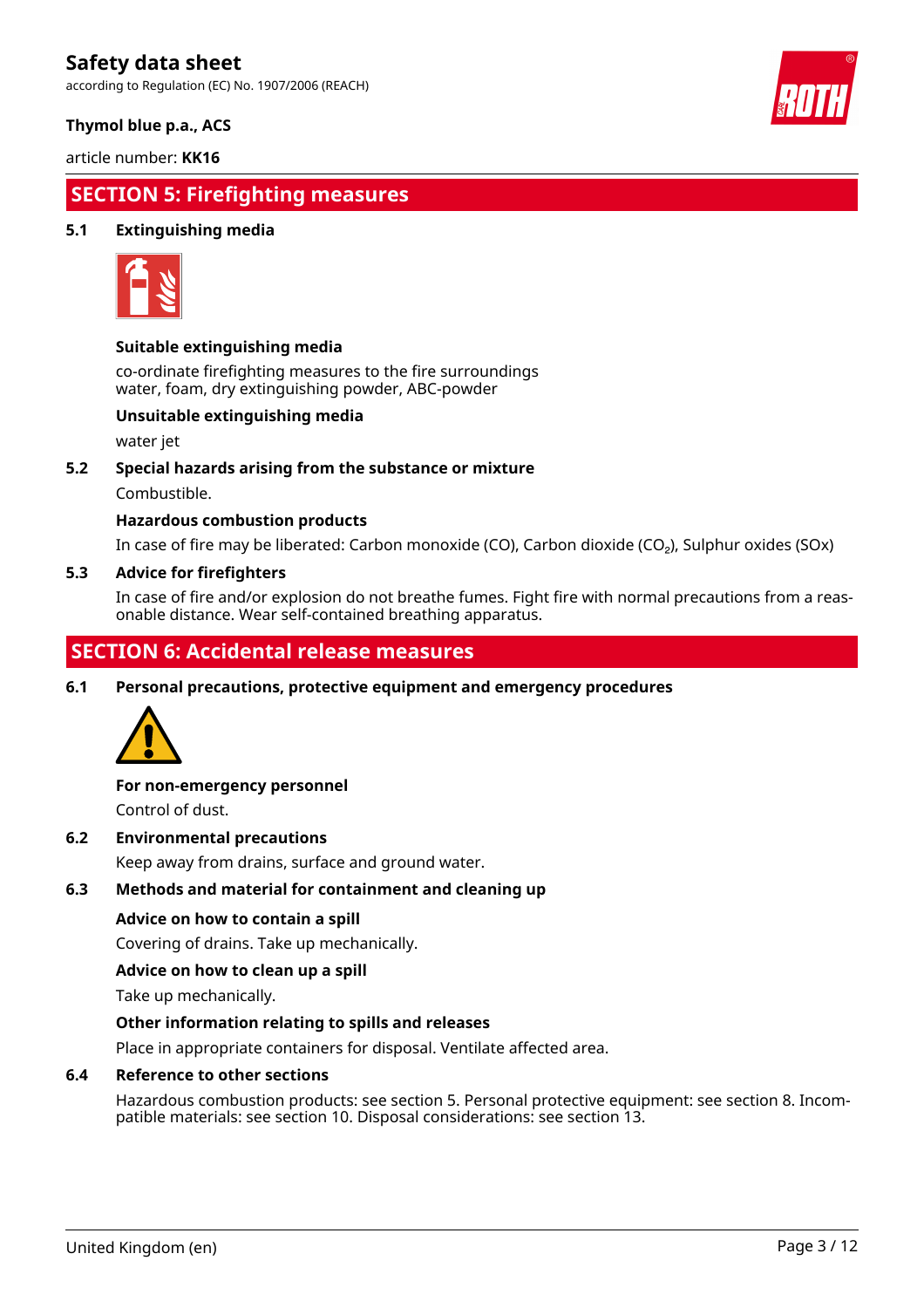## SECTION 5: Firefighting measures

### 5.1 Extinguishing media

**Suitable extinguishing media**

co-ordinate firefighting measures to the fire surroundings
water, foam, dry extinguishing powder, ABC-powder

**Unsuitable extinguishing media**

water jet

### 5.2 Special hazards arising from the substance or mixture

Combustible.

**Hazardous combustion products**

In case of fire may be liberated: Carbon monoxide (CO), Carbon dioxide ($CO_2$), Sulphur oxides (SOx)

### 5.3 Advice for firefighters

In case of fire and/or explosion do not breathe fumes. Fight fire with normal precautions from a reasonable distance. Wear self-contained breathing apparatus.

## SECTION 6: Accidental release measures

### 6.1 Personal precautions, protective equipment and emergency procedures

**For non-emergency personnel**

Control of dust.

### 6.2 Environmental precautions

Keep away from drains, surface and ground water.

### 6.3 Methods and material for containment and cleaning up

**Advice on how to contain a spill**

Covering of drains. Take up mechanically.

**Advice on how to clean up a spill**

Take up mechanically.

**Other information relating to spills and releases**

Place in appropriate containers for disposal. Ventilate affected area.

### 6.4 Reference to other sections

Hazardous combustion products: see section 5. Personal protective equipment: see section 8. Incompatible materials: see section 10. Disposal considerations: see section 13.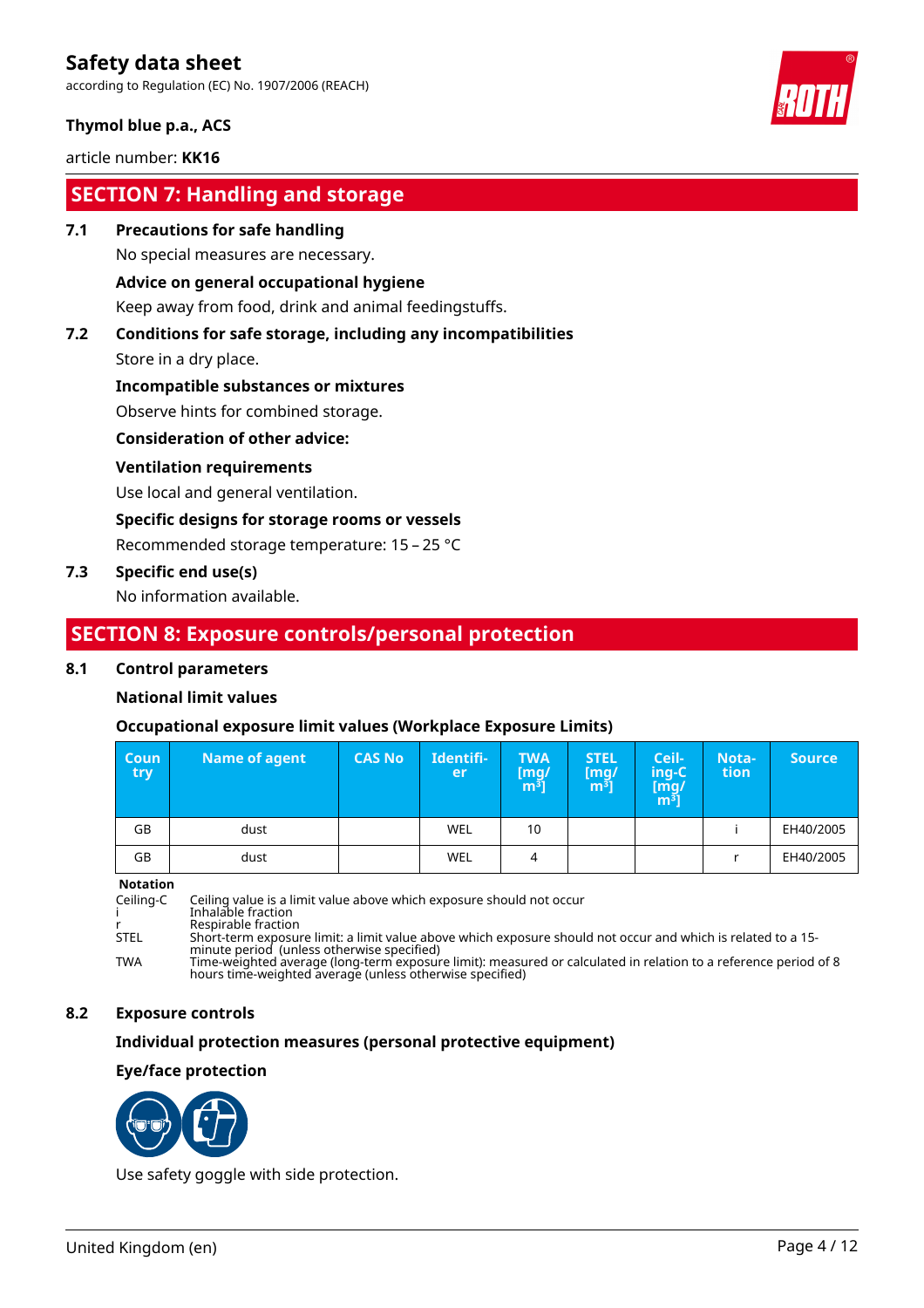## SECTION 7: Handling and storage

**7.1 Precautions for safe handling**

No special measures are necessary.

**Advice on general occupational hygiene**

Keep away from food, drink and animal feedingstuffs.

**7.2 Conditions for safe storage, including any incompatibilities**

Store in a dry place.

**Incompatible substances or mixtures**

Observe hints for combined storage.

**Consideration of other advice:**

**Ventilation requirements**

Use local and general ventilation.

**Specific designs for storage rooms or vessels**

Recommended storage temperature: 15 – 25 °C

**7.3 Specific end use(s)**

No information available.

## SECTION 8: Exposure controls/personal protection

**8.1 Control parameters**

**National limit values**

**Occupational exposure limit values (Workplace Exposure Limits)**

| Country | Name of agent | CAS No | Identifier | TWA [mg/m³] | STEL [mg/m³] | Ceiling-C [mg/m³] | Notation | Source |
|---|---|---|---|---|---|---|---|---|
| GB | dust | | WEL | 10 | | | i | EH40/2005 |
| GB | dust | | WEL | 4 | | | r | EH40/2005 |

**Notation**

| | |
|---|---|
| Ceiling-C | Ceiling value is a limit value above which exposure should not occur |
| i | Inhalable fraction |
| r | Respirable fraction |
| STEL | Short-term exposure limit: a limit value above which exposure should not occur and which is related to a 15-minute period (unless otherwise specified) |
| TWA | Time-weighted average (long-term exposure limit): measured or calculated in relation to a reference period of 8 hours time-weighted average (unless otherwise specified) |

**8.2 Exposure controls**

**Individual protection measures (personal protective equipment)**

**Eye/face protection**

Use safety goggle with side protection.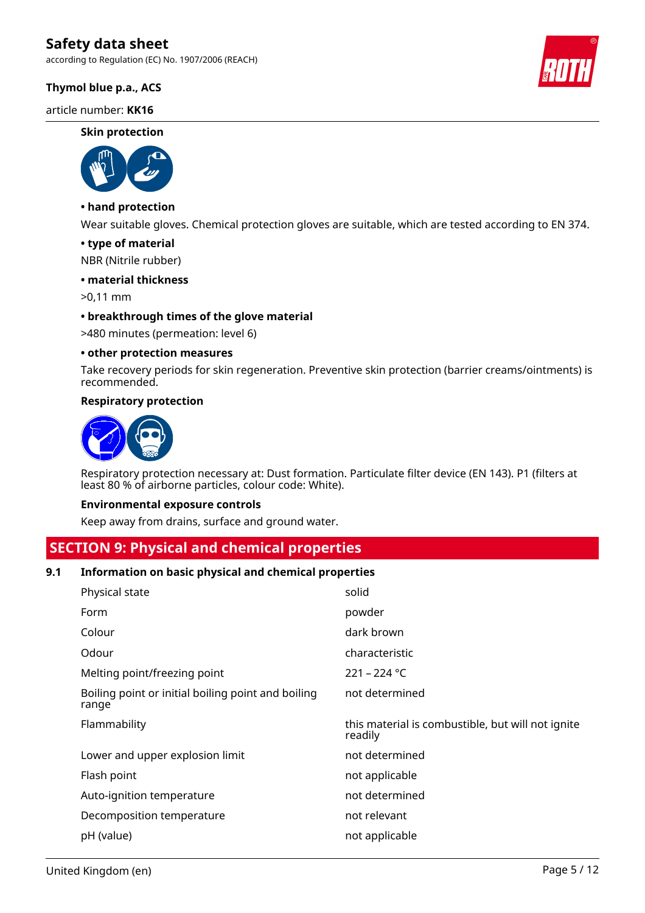**Skin protection**

**• hand protection**

Wear suitable gloves. Chemical protection gloves are suitable, which are tested according to EN 374.

**• type of material**

NBR (Nitrile rubber)

**• material thickness**

>0,11 mm

**• breakthrough times of the glove material**

>480 minutes (permeation: level 6)

**• other protection measures**

Take recovery periods for skin regeneration. Preventive skin protection (barrier creams/ointments) is recommended.

**Respiratory protection**

Respiratory protection necessary at: Dust formation. Particulate filter device (EN 143). P1 (filters at least 80 % of airborne particles, colour code: White).

**Environmental exposure controls**

Keep away from drains, surface and ground water.

## SECTION 9: Physical and chemical properties

### 9.1 Information on basic physical and chemical properties

| Property | Value |
|---|---|
| Physical state | solid |
| Form | powder |
| Colour | dark brown |
| Odour | characteristic |
| Melting point/freezing point | 221 – 224 °C |
| Boiling point or initial boiling point and boiling range | not determined |
| Flammability | this material is combustible, but will not ignite readily |
| Lower and upper explosion limit | not determined |
| Flash point | not applicable |
| Auto-ignition temperature | not determined |
| Decomposition temperature | not relevant |
| pH (value) | not applicable |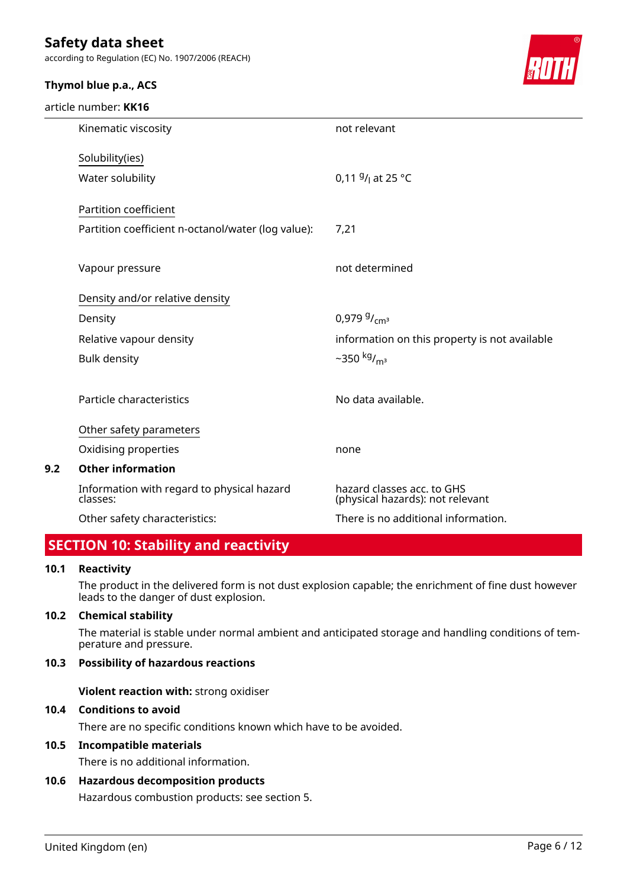| | |
|---|---|
| Kinematic viscosity | not relevant |
| Solubility(ies) | |
| Water solubility | 0,11 $^{g}/_{l}$ at 25 °C |
| Partition coefficient | |
| Partition coefficient n-octanol/water (log value): | 7,21 |
| Vapour pressure | not determined |
| Density and/or relative density | |
| Density | 0,979 $^{g}/_{cm^3}$ |
| Relative vapour density | information on this property is not available |
| Bulk density | ~350 $^{kg}/_{m^3}$ |
| Particle characteristics | No data available. |
| Other safety parameters | |
| Oxidising properties | none |

### 9.2 Other information

| | |
|---|---|
| Information with regard to physical hazard classes: | hazard classes acc. to GHS (physical hazards): not relevant |
| Other safety characteristics: | There is no additional information. |

## SECTION 10: Stability and reactivity

### 10.1 Reactivity

The product in the delivered form is not dust explosion capable; the enrichment of fine dust however leads to the danger of dust explosion.

### 10.2 Chemical stability

The material is stable under normal ambient and anticipated storage and handling conditions of temperature and pressure.

### 10.3 Possibility of hazardous reactions

**Violent reaction with:** strong oxidiser

### 10.4 Conditions to avoid

There are no specific conditions known which have to be avoided.

### 10.5 Incompatible materials

There is no additional information.

### 10.6 Hazardous decomposition products

Hazardous combustion products: see section 5.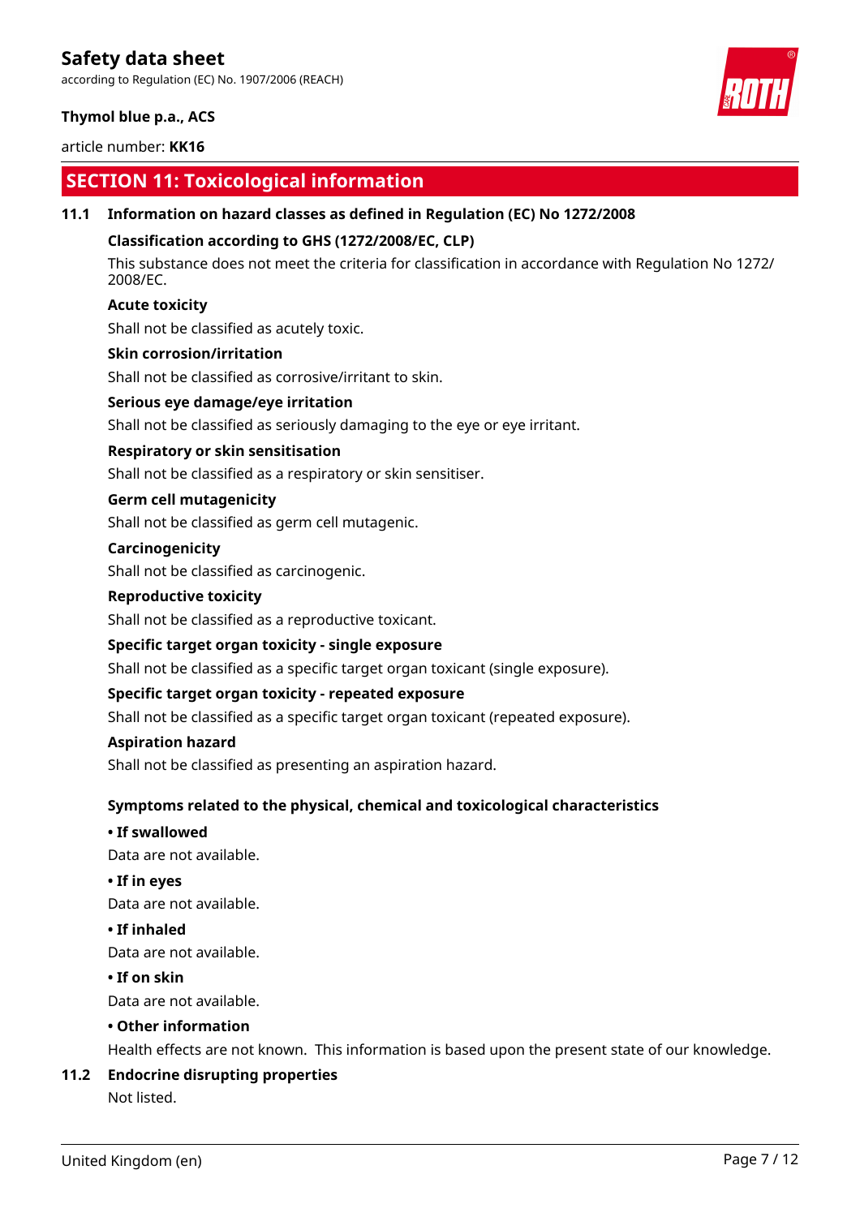## SECTION 11: Toxicological information

### 11.1 Information on hazard classes as defined in Regulation (EC) No 1272/2008

**Classification according to GHS (1272/2008/EC, CLP)**

This substance does not meet the criteria for classification in accordance with Regulation No 1272/2008/EC.

**Acute toxicity**

Shall not be classified as acutely toxic.

**Skin corrosion/irritation**

Shall not be classified as corrosive/irritant to skin.

**Serious eye damage/eye irritation**

Shall not be classified as seriously damaging to the eye or eye irritant.

**Respiratory or skin sensitisation**

Shall not be classified as a respiratory or skin sensitiser.

**Germ cell mutagenicity**

Shall not be classified as germ cell mutagenic.

**Carcinogenicity**

Shall not be classified as carcinogenic.

**Reproductive toxicity**

Shall not be classified as a reproductive toxicant.

**Specific target organ toxicity - single exposure**

Shall not be classified as a specific target organ toxicant (single exposure).

**Specific target organ toxicity - repeated exposure**

Shall not be classified as a specific target organ toxicant (repeated exposure).

**Aspiration hazard**

Shall not be classified as presenting an aspiration hazard.

**Symptoms related to the physical, chemical and toxicological characteristics**

**• If swallowed**

Data are not available.

**• If in eyes**

Data are not available.

**• If inhaled**

Data are not available.

**• If on skin**

Data are not available.

**• Other information**

Health effects are not known. This information is based upon the present state of our knowledge.

### 11.2 Endocrine disrupting properties

Not listed.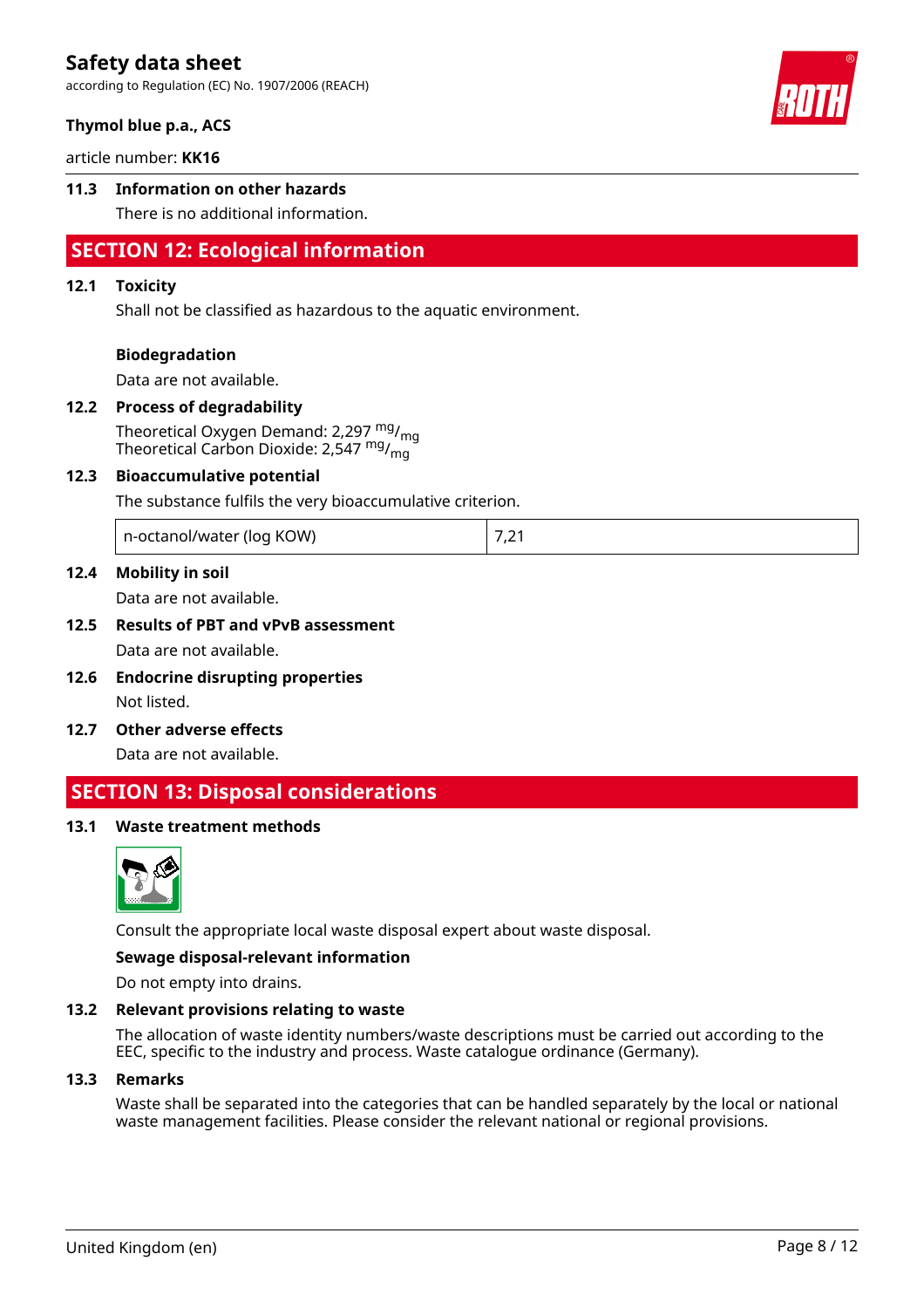### 11.3 Information on other hazards

There is no additional information.

## SECTION 12: Ecological information

### 12.1 Toxicity

Shall not be classified as hazardous to the aquatic environment.

**Biodegradation**

Data are not available.

### 12.2 Process of degradability

Theoretical Oxygen Demand: 2,297 $^{mg}/_{mg}$
Theoretical Carbon Dioxide: 2,547 $^{mg}/_{mg}$

### 12.3 Bioaccumulative potential

The substance fulfils the very bioaccumulative criterion.

| n-octanol/water (log KOW) | 7,21 |
|---|---|

### 12.4 Mobility in soil

Data are not available.

### 12.5 Results of PBT and vPvB assessment

Data are not available.

### 12.6 Endocrine disrupting properties

Not listed.

### 12.7 Other adverse effects

Data are not available.

## SECTION 13: Disposal considerations

### 13.1 Waste treatment methods

Consult the appropriate local waste disposal expert about waste disposal.

**Sewage disposal-relevant information**

Do not empty into drains.

### 13.2 Relevant provisions relating to waste

The allocation of waste identity numbers/waste descriptions must be carried out according to the EEC, specific to the industry and process. Waste catalogue ordinance (Germany).

### 13.3 Remarks

Waste shall be separated into the categories that can be handled separately by the local or national waste management facilities. Please consider the relevant national or regional provisions.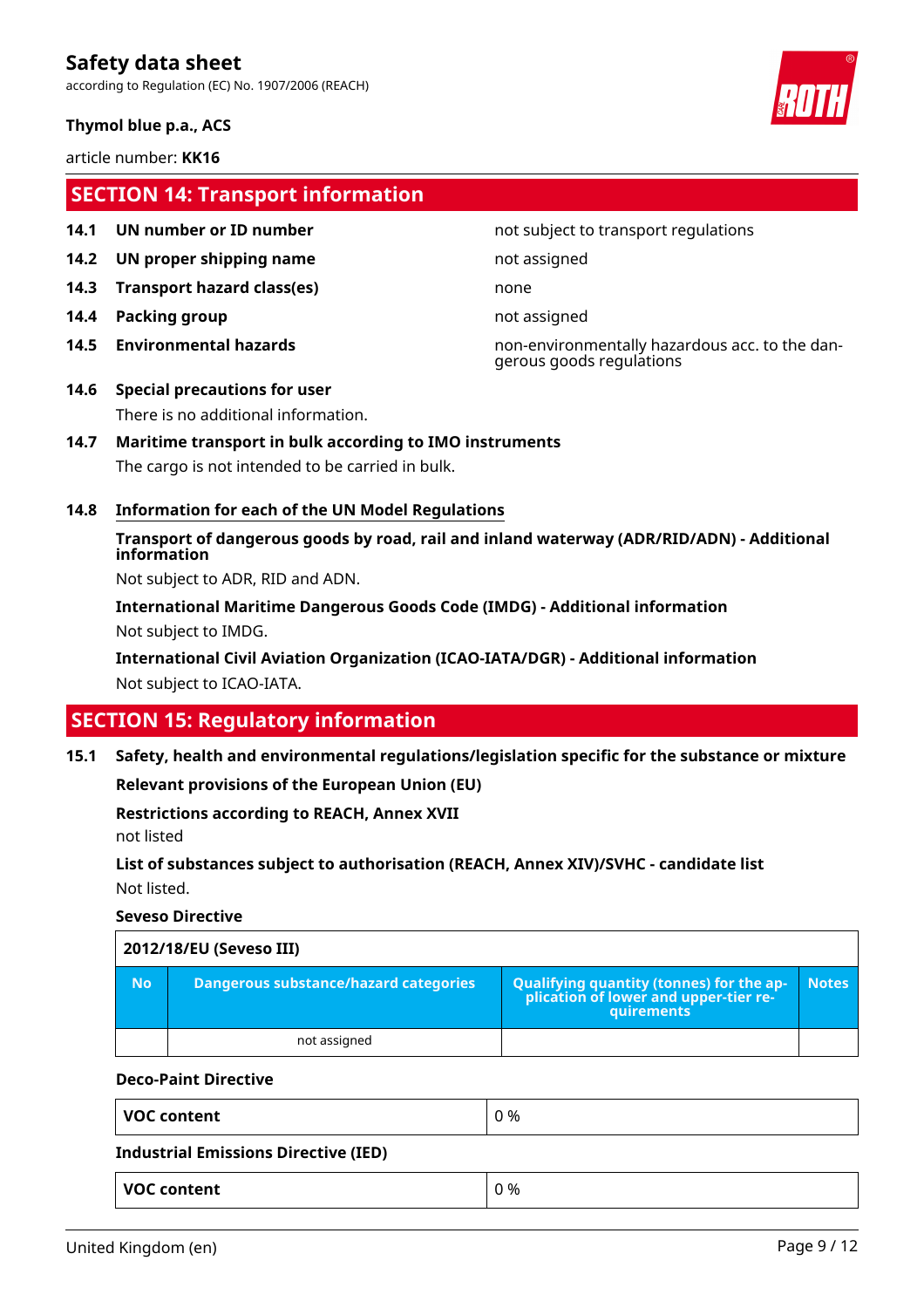## SECTION 14: Transport information

| | | |
|---|---|---|
| **14.1** | **UN number or ID number** | not subject to transport regulations |
| **14.2** | **UN proper shipping name** | not assigned |
| **14.3** | **Transport hazard class(es)** | none |
| **14.4** | **Packing group** | not assigned |
| **14.5** | **Environmental hazards** | non-environmentally hazardous acc. to the dangerous goods regulations |

**14.6 Special precautions for user**

There is no additional information.

**14.7 Maritime transport in bulk according to IMO instruments**

The cargo is not intended to be carried in bulk.

**14.8 Information for each of the UN Model Regulations**

**Transport of dangerous goods by road, rail and inland waterway (ADR/RID/ADN) - Additional information**

Not subject to ADR, RID and ADN.

**International Maritime Dangerous Goods Code (IMDG) - Additional information**

Not subject to IMDG.

**International Civil Aviation Organization (ICAO-IATA/DGR) - Additional information**

Not subject to ICAO-IATA.

## SECTION 15: Regulatory information

**15.1 Safety, health and environmental regulations/legislation specific for the substance or mixture**

**Relevant provisions of the European Union (EU)**

**Restrictions according to REACH, Annex XVII**

not listed

**List of substances subject to authorisation (REACH, Annex XIV)/SVHC - candidate list**

Not listed.

**Seveso Directive**

| 2012/18/EU (Seveso III) | | | |
|---|---|---|---|
| **No** | **Dangerous substance/hazard categories** | **Qualifying quantity (tonnes) for the application of lower and upper-tier requirements** | **Notes** |
| | not assigned | | |

**Deco-Paint Directive**

| | |
|---|---|
| **VOC content** | 0 % |

**Industrial Emissions Directive (IED)**

| | |
|---|---|
| **VOC content** | 0 % |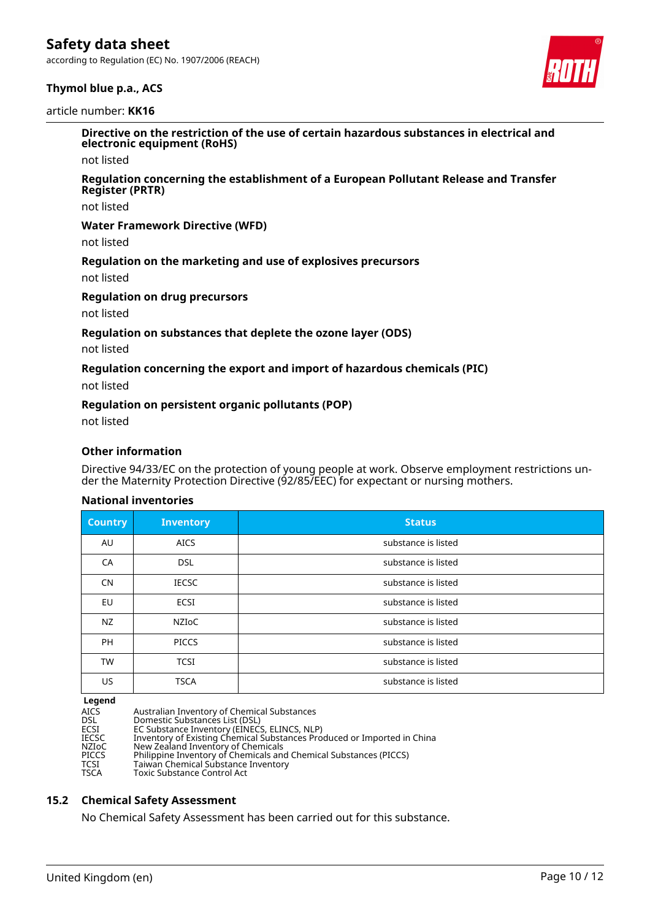**Directive on the restriction of the use of certain hazardous substances in electrical and electronic equipment (RoHS)**

not listed

**Regulation concerning the establishment of a European Pollutant Release and Transfer Register (PRTR)**

not listed

**Water Framework Directive (WFD)**

not listed

**Regulation on the marketing and use of explosives precursors**

not listed

**Regulation on drug precursors**

not listed

**Regulation on substances that deplete the ozone layer (ODS)**

not listed

**Regulation concerning the export and import of hazardous chemicals (PIC)**

not listed

**Regulation on persistent organic pollutants (POP)**

not listed

### Other information

Directive 94/33/EC on the protection of young people at work. Observe employment restrictions under the Maternity Protection Directive (92/85/EEC) for expectant or nursing mothers.

**National inventories**

| Country | Inventory | Status |
|---|---|---|
| AU | AICS | substance is listed |
| CA | DSL | substance is listed |
| CN | IECSC | substance is listed |
| EU | ECSI | substance is listed |
| NZ | NZIoC | substance is listed |
| PH | PICCS | substance is listed |
| TW | TCSI | substance is listed |
| US | TSCA | substance is listed |

**Legend**

| | |
|---|---|
| AICS | Australian Inventory of Chemical Substances |
| DSL | Domestic Substances List (DSL) |
| ECSI | EC Substance Inventory (EINECS, ELINCS, NLP) |
| IECSC | Inventory of Existing Chemical Substances Produced or Imported in China |
| NZIoC | New Zealand Inventory of Chemicals |
| PICCS | Philippine Inventory of Chemicals and Chemical Substances (PICCS) |
| TCSI | Taiwan Chemical Substance Inventory |
| TSCA | Toxic Substance Control Act |

## 15.2 Chemical Safety Assessment

No Chemical Safety Assessment has been carried out for this substance.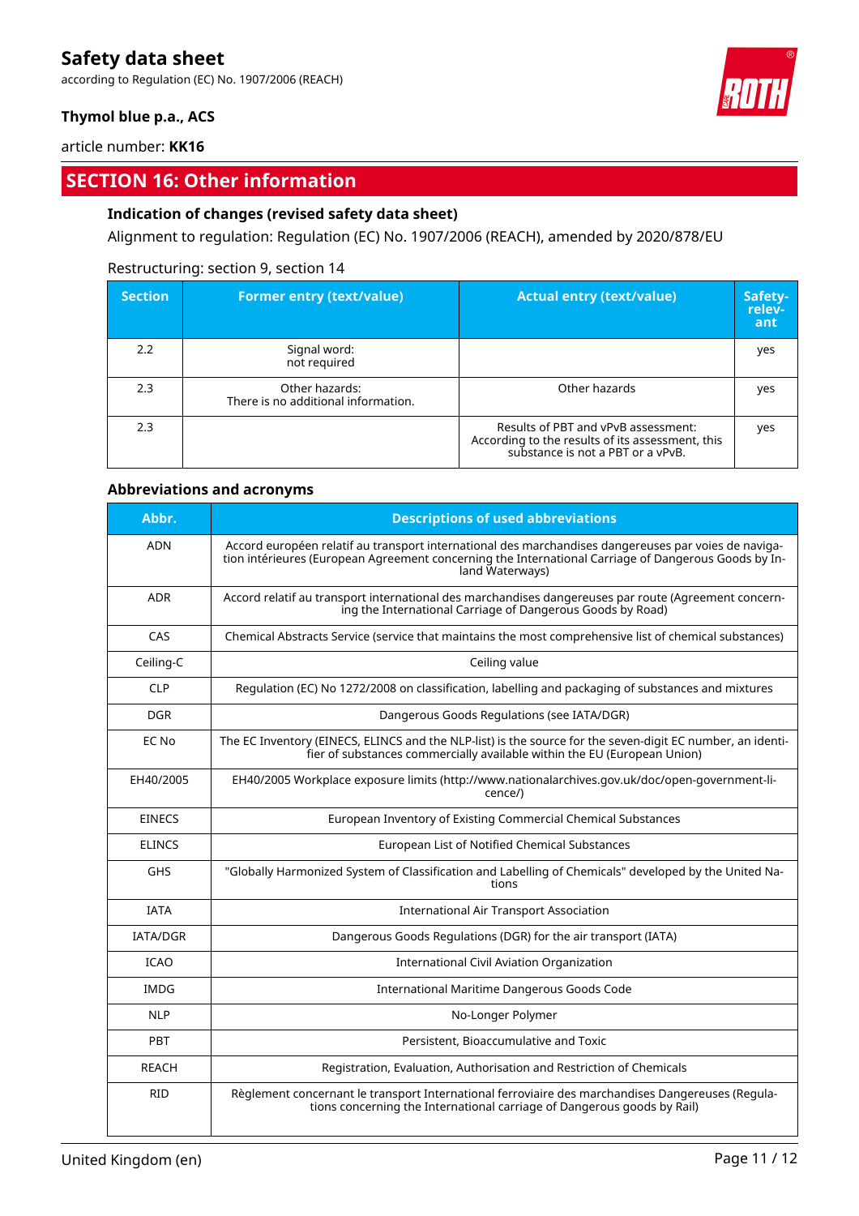## SECTION 16: Other information

### Indication of changes (revised safety data sheet)

Alignment to regulation: Regulation (EC) No. 1907/2006 (REACH), amended by 2020/878/EU

Restructuring: section 9, section 14

| Section | Former entry (text/value) | Actual entry (text/value) | Safety-relevant |
|---|---|---|---|
| 2.2 | Signal word:<br>not required | | yes |
| 2.3 | Other hazards:<br>There is no additional information. | Other hazards | yes |
| 2.3 | | Results of PBT and vPvB assessment:<br>According to the results of its assessment, this substance is not a PBT or a vPvB. | yes |

### Abbreviations and acronyms

| Abbr. | Descriptions of used abbreviations |
|---|---|
| ADN | Accord européen relatif au transport international des marchandises dangereuses par voies de navigation intérieures (European Agreement concerning the International Carriage of Dangerous Goods by Inland Waterways) |
| ADR | Accord relatif au transport international des marchandises dangereuses par route (Agreement concerning the International Carriage of Dangerous Goods by Road) |
| CAS | Chemical Abstracts Service (service that maintains the most comprehensive list of chemical substances) |
| Ceiling-C | Ceiling value |
| CLP | Regulation (EC) No 1272/2008 on classification, labelling and packaging of substances and mixtures |
| DGR | Dangerous Goods Regulations (see IATA/DGR) |
| EC No | The EC Inventory (EINECS, ELINCS and the NLP-list) is the source for the seven-digit EC number, an identifier of substances commercially available within the EU (European Union) |
| EH40/2005 | EH40/2005 Workplace exposure limits (http://www.nationalarchives.gov.uk/doc/open-government-licence/) |
| EINECS | European Inventory of Existing Commercial Chemical Substances |
| ELINCS | European List of Notified Chemical Substances |
| GHS | "Globally Harmonized System of Classification and Labelling of Chemicals" developed by the United Nations |
| IATA | International Air Transport Association |
| IATA/DGR | Dangerous Goods Regulations (DGR) for the air transport (IATA) |
| ICAO | International Civil Aviation Organization |
| IMDG | International Maritime Dangerous Goods Code |
| NLP | No-Longer Polymer |
| PBT | Persistent, Bioaccumulative and Toxic |
| REACH | Registration, Evaluation, Authorisation and Restriction of Chemicals |
| RID | Règlement concernant le transport International ferroviaire des marchandises Dangereuses (Regulations concerning the International carriage of Dangerous goods by Rail) |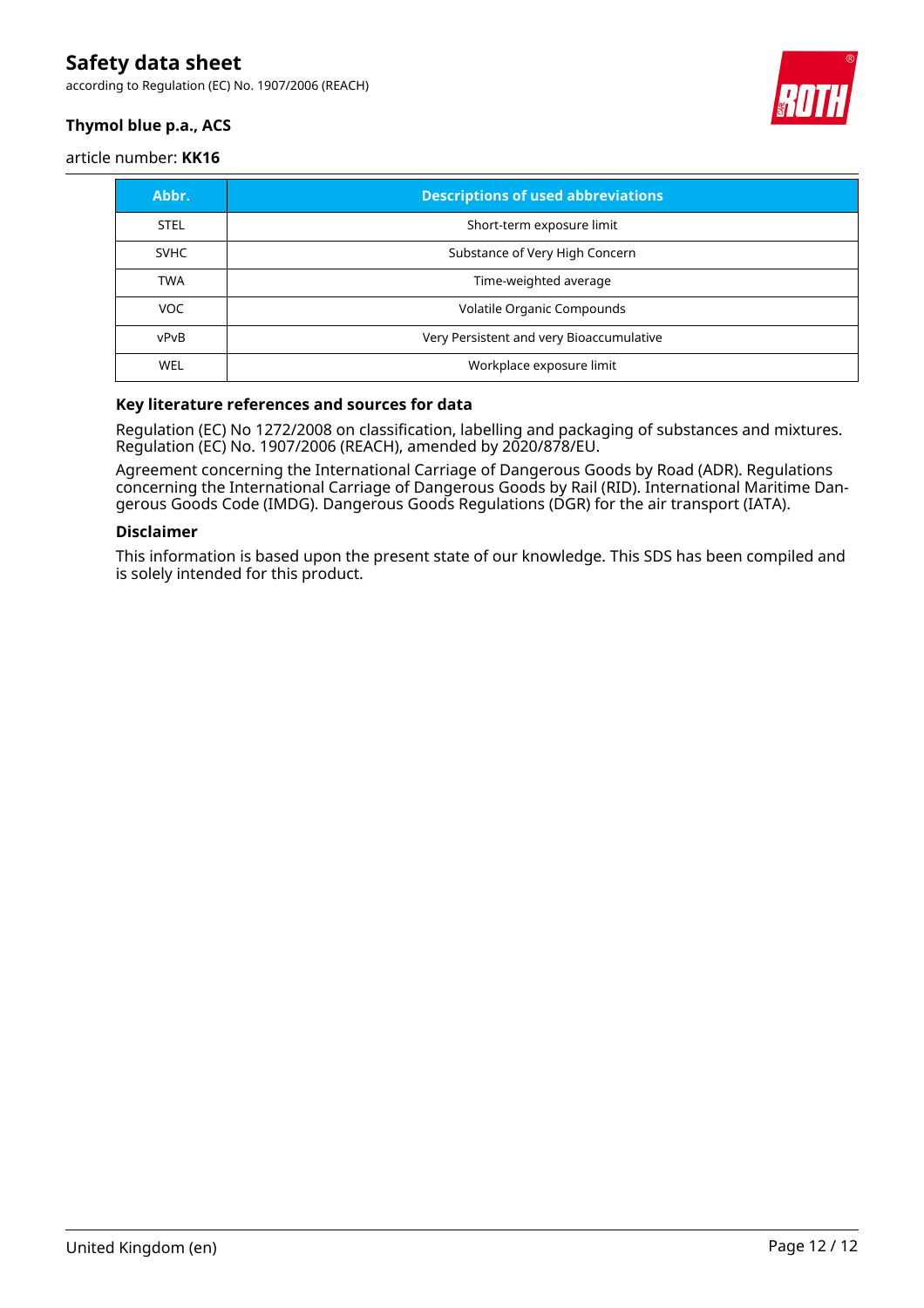| Abbr. | Descriptions of used abbreviations |
|---|---|
| STEL | Short-term exposure limit |
| SVHC | Substance of Very High Concern |
| TWA | Time-weighted average |
| VOC | Volatile Organic Compounds |
| vPvB | Very Persistent and very Bioaccumulative |
| WEL | Workplace exposure limit |

### Key literature references and sources for data

Regulation (EC) No 1272/2008 on classification, labelling and packaging of substances and mixtures. Regulation (EC) No. 1907/2006 (REACH), amended by 2020/878/EU.

Agreement concerning the International Carriage of Dangerous Goods by Road (ADR). Regulations concerning the International Carriage of Dangerous Goods by Rail (RID). International Maritime Dangerous Goods Code (IMDG). Dangerous Goods Regulations (DGR) for the air transport (IATA).

### Disclaimer

This information is based upon the present state of our knowledge. This SDS has been compiled and is solely intended for this product.